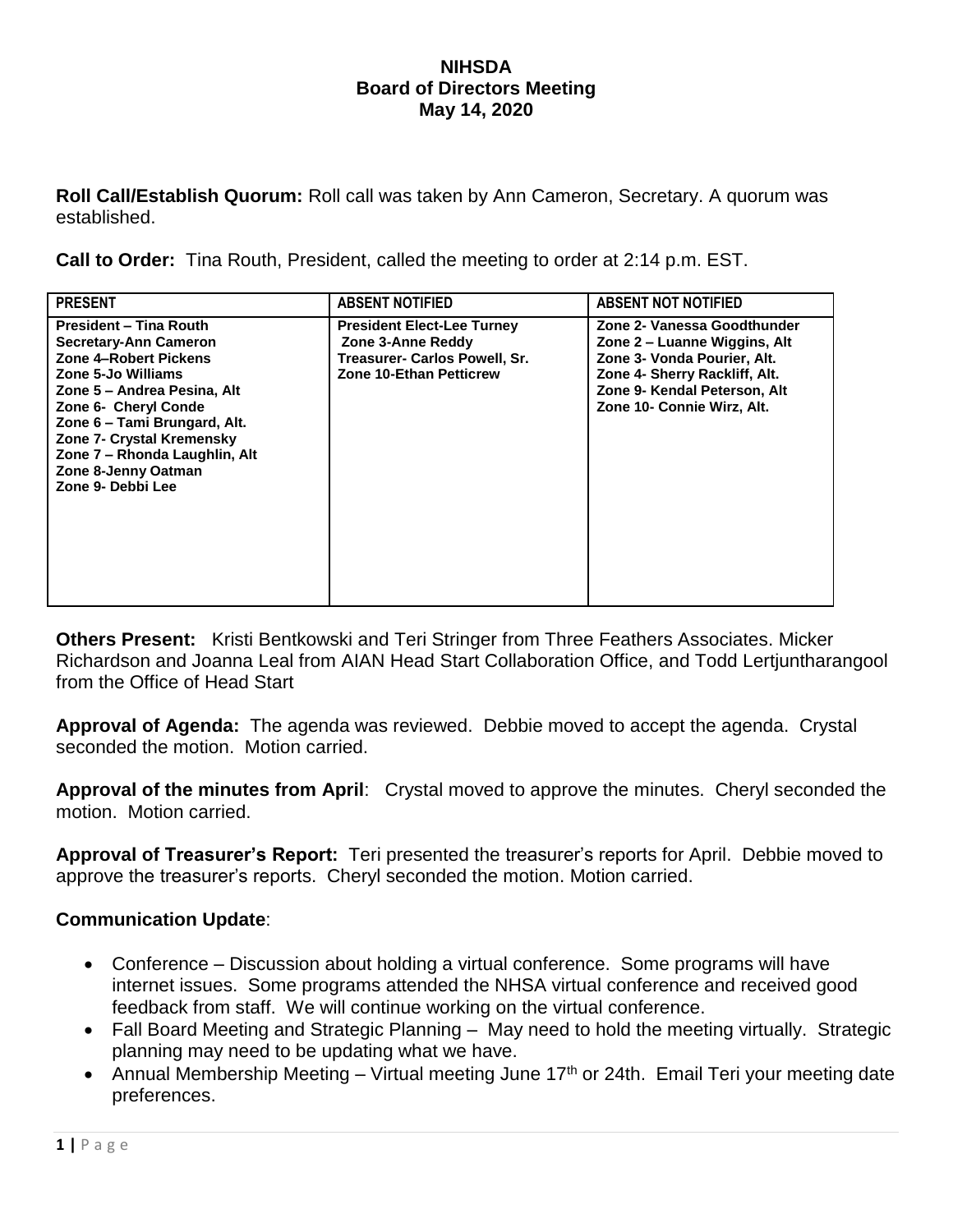# NIHSDA
## Board of Directors Meeting
## May 14, 2020

**Roll Call/Establish Quorum:** Roll call was taken by Ann Cameron, Secretary. A quorum was established.

**Call to Order:** Tina Routh, President, called the meeting to order at 2:14 p.m. EST.

| PRESENT | ABSENT NOTIFIED | ABSENT NOT NOTIFIED |
|---|---|---|
| **President – Tina Routh**<br>**Secretary-Ann Cameron**<br>**Zone 4–Robert Pickens**<br>**Zone 5-Jo Williams**<br>**Zone 5 – Andrea Pesina, Alt**<br>**Zone 6- Cheryl Conde**<br>**Zone 6 – Tami Brungard, Alt.**<br>**Zone 7- Crystal Kremensky**<br>**Zone 7 – Rhonda Laughlin, Alt**<br>**Zone 8-Jenny Oatman**<br>**Zone 9- Debbi Lee** | **President Elect-Lee Turney**<br>**Zone 3-Anne Reddy**<br>**Treasurer- Carlos Powell, Sr.**<br>**Zone 10-Ethan Petticrew** | **Zone 2- Vanessa Goodthunder**<br>**Zone 2 – Luanne Wiggins, Alt**<br>**Zone 3- Vonda Pourier, Alt.**<br>**Zone 4- Sherry Rackliff, Alt.**<br>**Zone 9- Kendal Peterson, Alt**<br>**Zone 10- Connie Wirz, Alt.** |

**Others Present:** Kristi Bentkowski and Teri Stringer from Three Feathers Associates. Micker Richardson and Joanna Leal from AIAN Head Start Collaboration Office, and Todd Lertjuntharangool from the Office of Head Start

**Approval of Agenda:** The agenda was reviewed. Debbie moved to accept the agenda. Crystal seconded the motion. Motion carried.

**Approval of the minutes from April**: Crystal moved to approve the minutes. Cheryl seconded the motion. Motion carried.

**Approval of Treasurer's Report:** Teri presented the treasurer's reports for April. Debbie moved to approve the treasurer's reports. Cheryl seconded the motion. Motion carried.

**Communication Update**:

- Conference – Discussion about holding a virtual conference. Some programs will have internet issues. Some programs attended the NHSA virtual conference and received good feedback from staff. We will continue working on the virtual conference.
- Fall Board Meeting and Strategic Planning – May need to hold the meeting virtually. Strategic planning may need to be updating what we have.
- Annual Membership Meeting – Virtual meeting June 17th or 24th. Email Teri your meeting date preferences.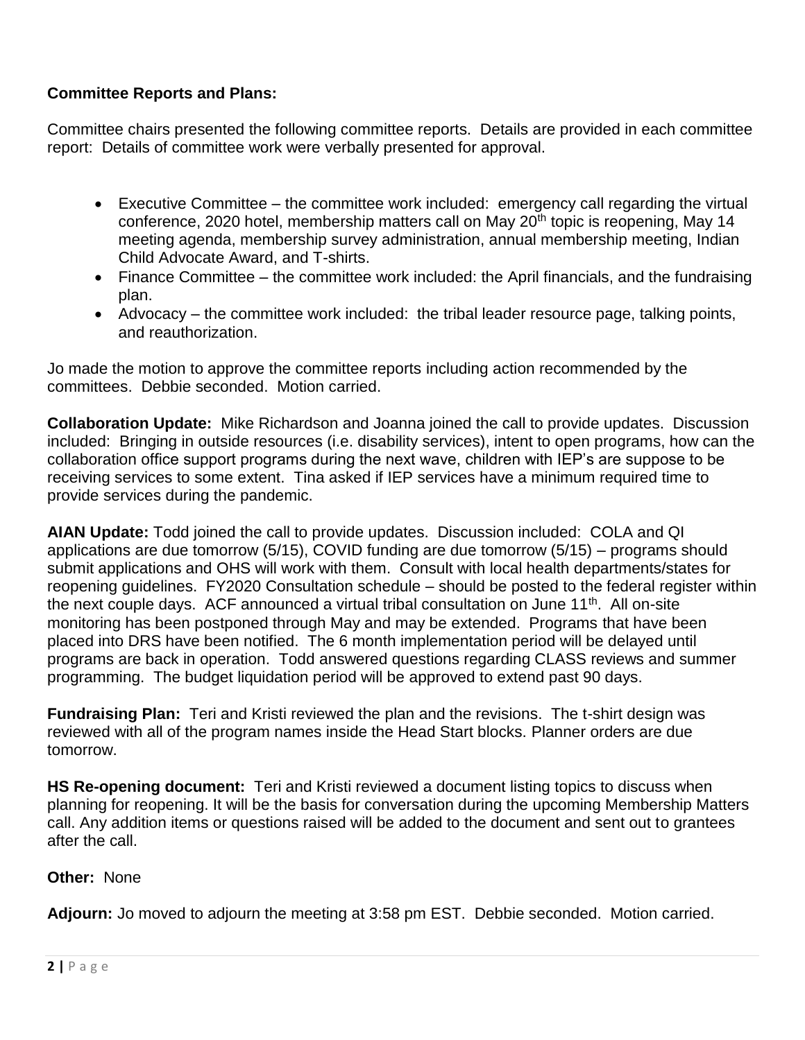**Committee Reports and Plans:**

Committee chairs presented the following committee reports. Details are provided in each committee report: Details of committee work were verbally presented for approval.

- Executive Committee – the committee work included: emergency call regarding the virtual conference, 2020 hotel, membership matters call on May 20th topic is reopening, May 14 meeting agenda, membership survey administration, annual membership meeting, Indian Child Advocate Award, and T-shirts.
- Finance Committee – the committee work included: the April financials, and the fundraising plan.
- Advocacy – the committee work included: the tribal leader resource page, talking points, and reauthorization.

Jo made the motion to approve the committee reports including action recommended by the committees. Debbie seconded. Motion carried.

**Collaboration Update:** Mike Richardson and Joanna joined the call to provide updates. Discussion included: Bringing in outside resources (i.e. disability services), intent to open programs, how can the collaboration office support programs during the next wave, children with IEP's are suppose to be receiving services to some extent. Tina asked if IEP services have a minimum required time to provide services during the pandemic.

**AIAN Update:** Todd joined the call to provide updates. Discussion included: COLA and QI applications are due tomorrow (5/15), COVID funding are due tomorrow (5/15) – programs should submit applications and OHS will work with them. Consult with local health departments/states for reopening guidelines. FY2020 Consultation schedule – should be posted to the federal register within the next couple days. ACF announced a virtual tribal consultation on June 11th. All on-site monitoring has been postponed through May and may be extended. Programs that have been placed into DRS have been notified. The 6 month implementation period will be delayed until programs are back in operation. Todd answered questions regarding CLASS reviews and summer programming. The budget liquidation period will be approved to extend past 90 days.

**Fundraising Plan:** Teri and Kristi reviewed the plan and the revisions. The t-shirt design was reviewed with all of the program names inside the Head Start blocks. Planner orders are due tomorrow.

**HS Re-opening document:** Teri and Kristi reviewed a document listing topics to discuss when planning for reopening. It will be the basis for conversation during the upcoming Membership Matters call. Any addition items or questions raised will be added to the document and sent out to grantees after the call.

**Other:** None

**Adjourn:** Jo moved to adjourn the meeting at 3:58 pm EST. Debbie seconded. Motion carried.